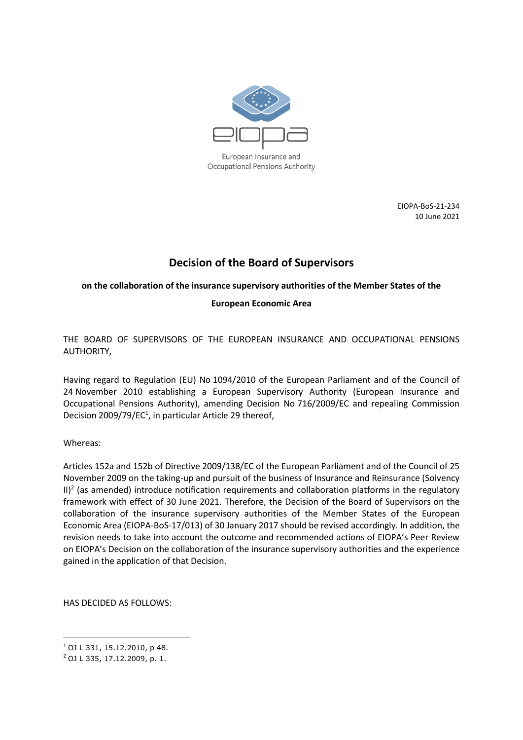European Insurance and Occupational Pensions Authority

EIOPA-BoS-21-234
10 June 2021

# Decision of the Board of Supervisors

## on the collaboration of the insurance supervisory authorities of the Member States of the European Economic Area

THE BOARD OF SUPERVISORS OF THE EUROPEAN INSURANCE AND OCCUPATIONAL PENSIONS AUTHORITY,

Having regard to Regulation (EU) No 1094/2010 of the European Parliament and of the Council of 24 November 2010 establishing a European Supervisory Authority (European Insurance and Occupational Pensions Authority), amending Decision No 716/2009/EC and repealing Commission Decision 2009/79/EC[1], in particular Article 29 thereof,

Whereas:

Articles 152a and 152b of Directive 2009/138/EC of the European Parliament and of the Council of 25 November 2009 on the taking-up and pursuit of the business of Insurance and Reinsurance (Solvency II)[2] (as amended) introduce notification requirements and collaboration platforms in the regulatory framework with effect of 30 June 2021. Therefore, the Decision of the Board of Supervisors on the collaboration of the insurance supervisory authorities of the Member States of the European Economic Area (EIOPA-BoS-17/013) of 30 January 2017 should be revised accordingly. In addition, the revision needs to take into account the outcome and recommended actions of EIOPA's Peer Review on EIOPA's Decision on the collaboration of the insurance supervisory authorities and the experience gained in the application of that Decision.

HAS DECIDED AS FOLLOWS:

---

[1] OJ L 331, 15.12.2010, p 48.

[2] OJ L 335, 17.12.2009, p. 1.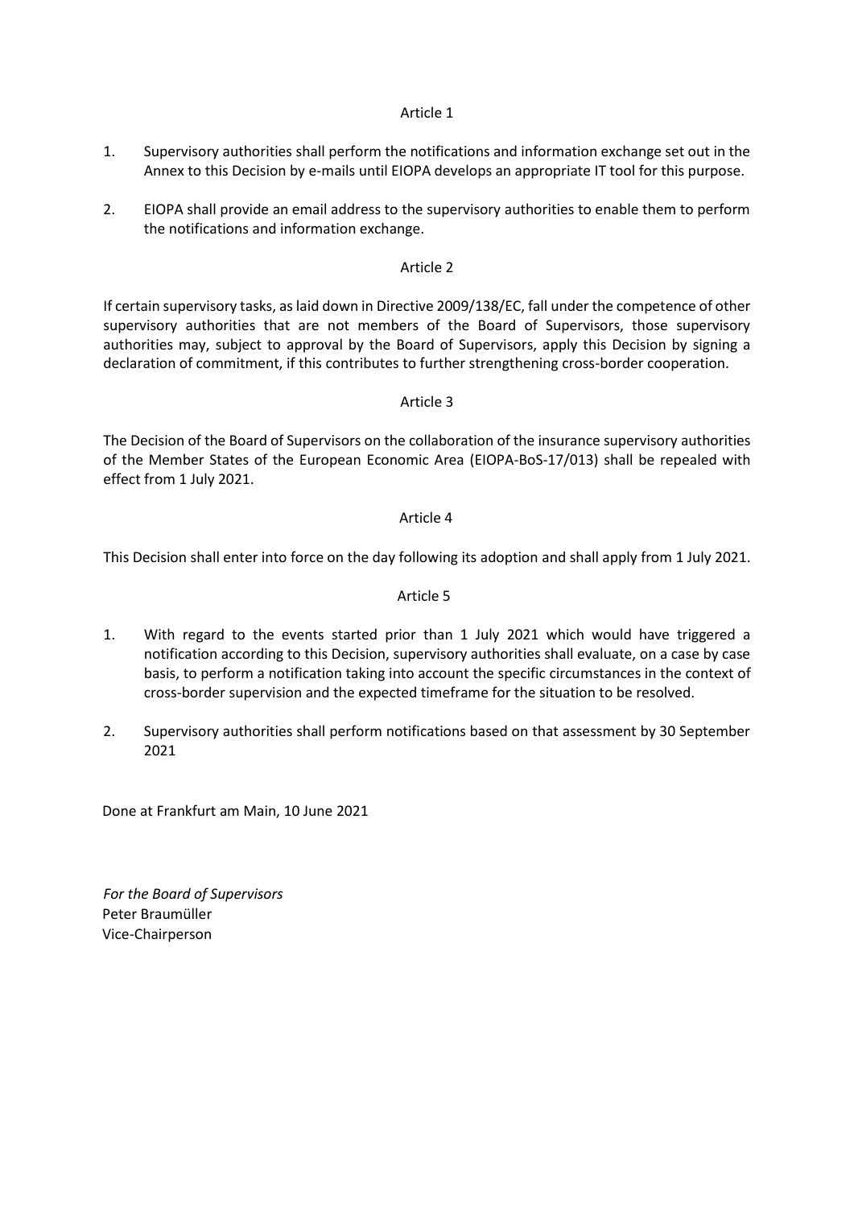Article 1

1. Supervisory authorities shall perform the notifications and information exchange set out in the Annex to this Decision by e-mails until EIOPA develops an appropriate IT tool for this purpose.

2. EIOPA shall provide an email address to the supervisory authorities to enable them to perform the notifications and information exchange.

Article 2

If certain supervisory tasks, as laid down in Directive 2009/138/EC, fall under the competence of other supervisory authorities that are not members of the Board of Supervisors, those supervisory authorities may, subject to approval by the Board of Supervisors, apply this Decision by signing a declaration of commitment, if this contributes to further strengthening cross-border cooperation.

Article 3

The Decision of the Board of Supervisors on the collaboration of the insurance supervisory authorities of the Member States of the European Economic Area (EIOPA-BoS-17/013) shall be repealed with effect from 1 July 2021.

Article 4

This Decision shall enter into force on the day following its adoption and shall apply from 1 July 2021.

Article 5

1. With regard to the events started prior than 1 July 2021 which would have triggered a notification according to this Decision, supervisory authorities shall evaluate, on a case by case basis, to perform a notification taking into account the specific circumstances in the context of cross-border supervision and the expected timeframe for the situation to be resolved.

2. Supervisory authorities shall perform notifications based on that assessment by 30 September 2021

Done at Frankfurt am Main, 10 June 2021

*For the Board of Supervisors*
Peter Braumüller
Vice-Chairperson